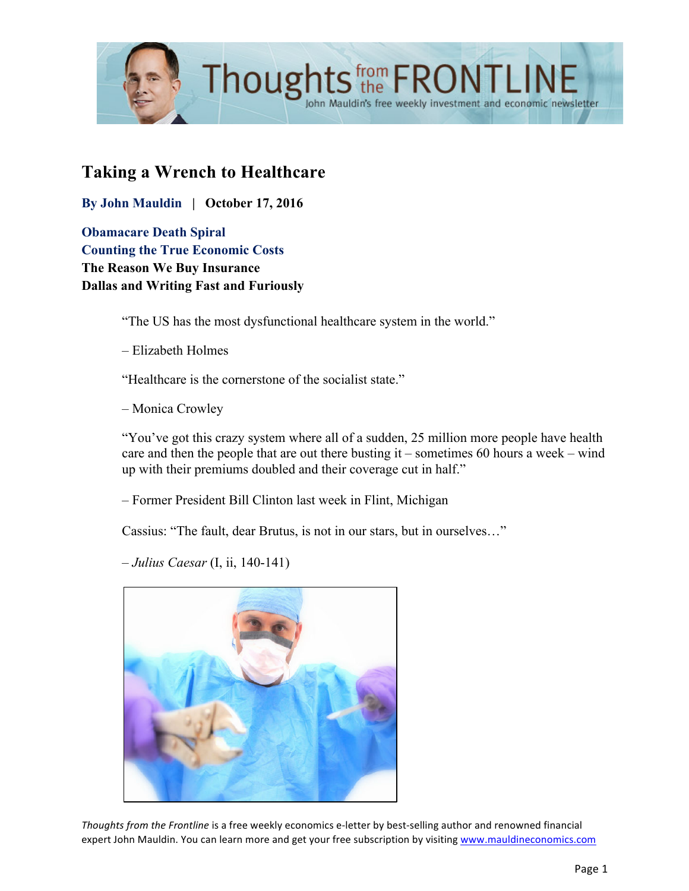# Taking a Wrench to Healthcare

**By John Mauldin | October 17, 2016**

**Obamacare Death Spiral**
**Counting the True Economic Costs**
**The Reason We Buy Insurance**
**Dallas and Writing Fast and Furiously**

> "The US has the most dysfunctional healthcare system in the world."
>
> – Elizabeth Holmes
>
> "Healthcare is the cornerstone of the socialist state."
>
> – Monica Crowley
>
> "You've got this crazy system where all of a sudden, 25 million more people have health care and then the people that are out there busting it – sometimes 60 hours a week – wind up with their premiums doubled and their coverage cut in half."
>
> – Former President Bill Clinton last week in Flint, Michigan
>
> Cassius: "The fault, dear Brutus, is not in our stars, but in ourselves…"
>
> – *Julius Caesar* (I, ii, 140-141)

*Thoughts from the Frontline* is a free weekly economics e-letter by best-selling author and renowned financial expert John Mauldin. You can learn more and get your free subscription by visiting www.mauldineconomics.com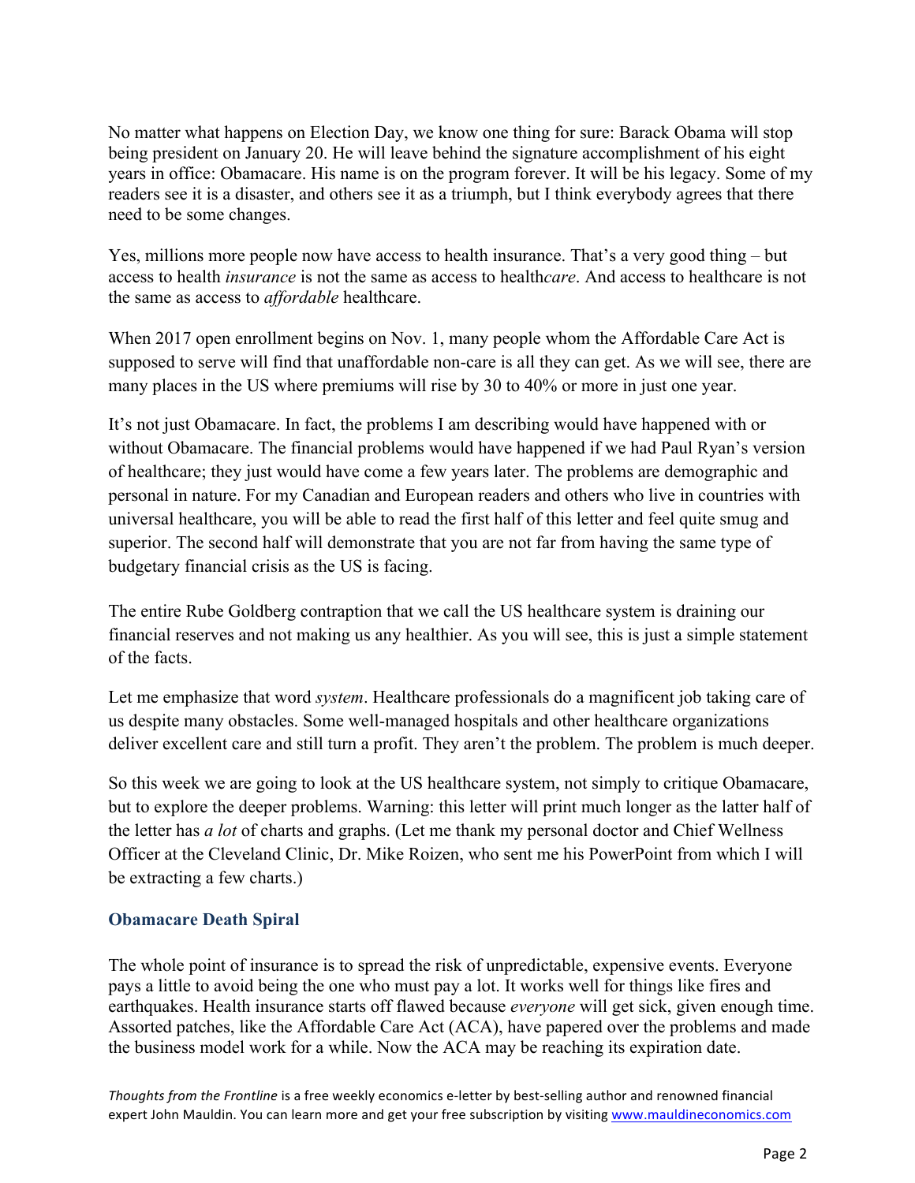No matter what happens on Election Day, we know one thing for sure: Barack Obama will stop being president on January 20. He will leave behind the signature accomplishment of his eight years in office: Obamacare. His name is on the program forever. It will be his legacy. Some of my readers see it is a disaster, and others see it as a triumph, but I think everybody agrees that there need to be some changes.

Yes, millions more people now have access to health insurance. That's a very good thing – but access to health *insurance* is not the same as access to health*care*. And access to healthcare is not the same as access to *affordable* healthcare.

When 2017 open enrollment begins on Nov. 1, many people whom the Affordable Care Act is supposed to serve will find that unaffordable non-care is all they can get. As we will see, there are many places in the US where premiums will rise by 30 to 40% or more in just one year.

It's not just Obamacare. In fact, the problems I am describing would have happened with or without Obamacare. The financial problems would have happened if we had Paul Ryan's version of healthcare; they just would have come a few years later. The problems are demographic and personal in nature. For my Canadian and European readers and others who live in countries with universal healthcare, you will be able to read the first half of this letter and feel quite smug and superior. The second half will demonstrate that you are not far from having the same type of budgetary financial crisis as the US is facing.

The entire Rube Goldberg contraption that we call the US healthcare system is draining our financial reserves and not making us any healthier. As you will see, this is just a simple statement of the facts.

Let me emphasize that word *system*. Healthcare professionals do a magnificent job taking care of us despite many obstacles. Some well-managed hospitals and other healthcare organizations deliver excellent care and still turn a profit. They aren't the problem. The problem is much deeper.

So this week we are going to look at the US healthcare system, not simply to critique Obamacare, but to explore the deeper problems. Warning: this letter will print much longer as the latter half of the letter has *a lot* of charts and graphs. (Let me thank my personal doctor and Chief Wellness Officer at the Cleveland Clinic, Dr. Mike Roizen, who sent me his PowerPoint from which I will be extracting a few charts.)

## Obamacare Death Spiral

The whole point of insurance is to spread the risk of unpredictable, expensive events. Everyone pays a little to avoid being the one who must pay a lot. It works well for things like fires and earthquakes. Health insurance starts off flawed because *everyone* will get sick, given enough time. Assorted patches, like the Affordable Care Act (ACA), have papered over the problems and made the business model work for a while. Now the ACA may be reaching its expiration date.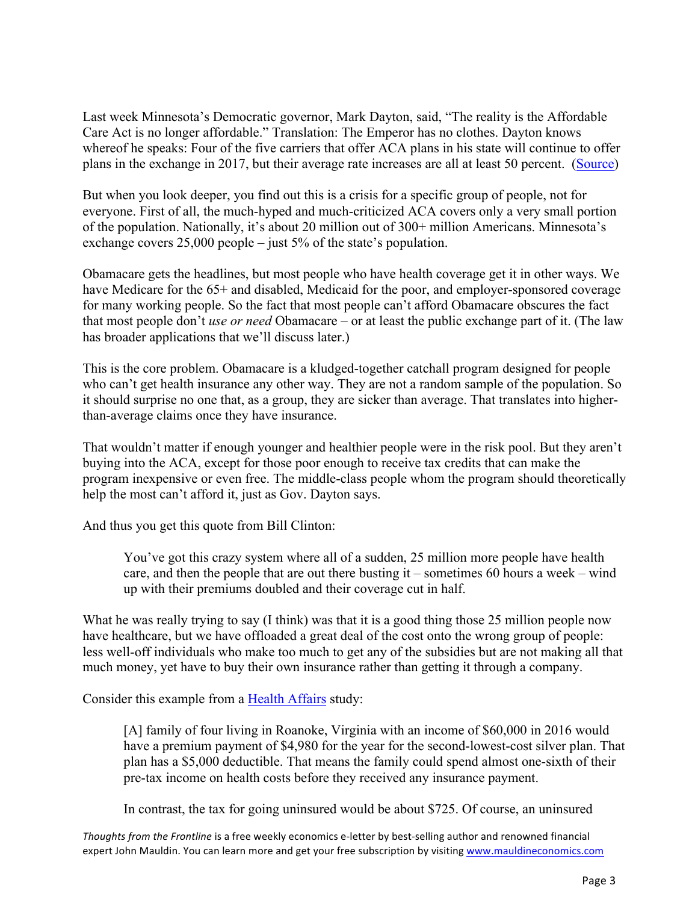Last week Minnesota's Democratic governor, Mark Dayton, said, "The reality is the Affordable Care Act is no longer affordable." Translation: The Emperor has no clothes. Dayton knows whereof he speaks: Four of the five carriers that offer ACA plans in his state will continue to offer plans in the exchange in 2017, but their average rate increases are all at least 50 percent. ([Source](#))

But when you look deeper, you find out this is a crisis for a specific group of people, not for everyone. First of all, the much-hyped and much-criticized ACA covers only a very small portion of the population. Nationally, it's about 20 million out of 300+ million Americans. Minnesota's exchange covers 25,000 people – just 5% of the state's population.

Obamacare gets the headlines, but most people who have health coverage get it in other ways. We have Medicare for the 65+ and disabled, Medicaid for the poor, and employer-sponsored coverage for many working people. So the fact that most people can't afford Obamacare obscures the fact that most people don't *use or need* Obamacare – or at least the public exchange part of it. (The law has broader applications that we'll discuss later.)

This is the core problem. Obamacare is a kludged-together catchall program designed for people who can't get health insurance any other way. They are not a random sample of the population. So it should surprise no one that, as a group, they are sicker than average. That translates into higher-than-average claims once they have insurance.

That wouldn't matter if enough younger and healthier people were in the risk pool. But they aren't buying into the ACA, except for those poor enough to receive tax credits that can make the program inexpensive or even free. The middle-class people whom the program should theoretically help the most can't afford it, just as Gov. Dayton says.

And thus you get this quote from Bill Clinton:

> You've got this crazy system where all of a sudden, 25 million more people have health care, and then the people that are out there busting it – sometimes 60 hours a week – wind up with their premiums doubled and their coverage cut in half.

What he was really trying to say (I think) was that it is a good thing those 25 million people now have healthcare, but we have offloaded a great deal of the cost onto the wrong group of people: less well-off individuals who make too much to get any of the subsidies but are not making all that much money, yet have to buy their own insurance rather than getting it through a company.

Consider this example from a [Health Affairs](#) study:

> [A] family of four living in Roanoke, Virginia with an income of $60,000 in 2016 would have a premium payment of $4,980 for the year for the second-lowest-cost silver plan. That plan has a $5,000 deductible. That means the family could spend almost one-sixth of their pre-tax income on health costs before they received any insurance payment.
>
> In contrast, the tax for going uninsured would be about $725. Of course, an uninsured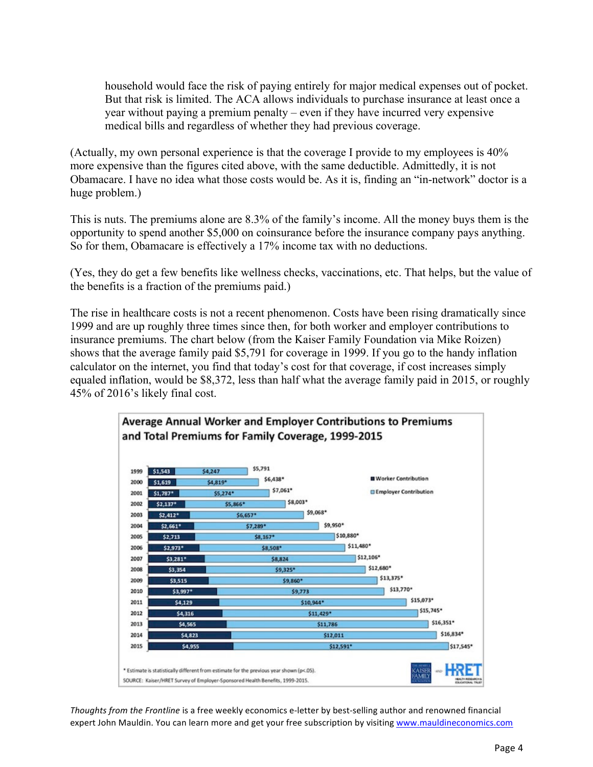household would face the risk of paying entirely for major medical expenses out of pocket. But that risk is limited. The ACA allows individuals to purchase insurance at least once a year without paying a premium penalty – even if they have incurred very expensive medical bills and regardless of whether they had previous coverage.

(Actually, my own personal experience is that the coverage I provide to my employees is 40% more expensive than the figures cited above, with the same deductible. Admittedly, it is not Obamacare. I have no idea what those costs would be. As it is, finding an "in-network" doctor is a huge problem.)

This is nuts. The premiums alone are 8.3% of the family's income. All the money buys them is the opportunity to spend another $5,000 on coinsurance before the insurance company pays anything. So for them, Obamacare is effectively a 17% income tax with no deductions.

(Yes, they do get a few benefits like wellness checks, vaccinations, etc. That helps, but the value of the benefits is a fraction of the premiums paid.)

The rise in healthcare costs is not a recent phenomenon. Costs have been rising dramatically since 1999 and are up roughly three times since then, for both worker and employer contributions to insurance premiums. The chart below (from the Kaiser Family Foundation via Mike Roizen) shows that the average family paid $5,791 for coverage in 1999. If you go to the handy inflation calculator on the internet, you find that today's cost for that coverage, if cost increases simply equaled inflation, would be $8,372, less than half what the average family paid in 2015, or roughly 45% of 2016's likely final cost.

**Average Annual Worker and Employer Contributions to Premiums and Total Premiums for Family Coverage, 1999-2015**

Worker Contribution
Employer Contribution

1999: $1,543 | $4,247 | $5,791
2000: $1,619 | $4,819* | $6,438*
2001: $1,787* | $5,274* | $7,061*
2002: $2,137* | $5,866* | $8,003*
2003: $2,412* | $6,657* | $9,068*
2004: $2,661* | $7,289* | $9,950*
2005: $2,713 | $8,167* | $10,880*
2006: $2,973* | $8,508* | $11,480*
2007: $3,281* | $8,824 | $12,106*
2008: $3,354 | $9,325* | $12,680*
2009: $3,515 | $9,860* | $13,375*
2010: $3,997* | $9,773 | $13,770*
2011: $4,129 | $10,944* | $15,073*
2012: $4,316 | $11,429* | $15,745*
2013: $4,565 | $11,786 | $16,351*
2014: $4,823 | $12,011 | $16,834*
2015: $4,955 | $12,591* | $17,545*

\* Estimate is statistically different from estimate for the previous year shown (p<.05).

SOURCE: Kaiser/HRET Survey of Employer-Sponsored Health Benefits, 1999-2015.

*Thoughts from the Frontline* is a free weekly economics e-letter by best-selling author and renowned financial expert John Mauldin. You can learn more and get your free subscription by visiting www.mauldineconomics.com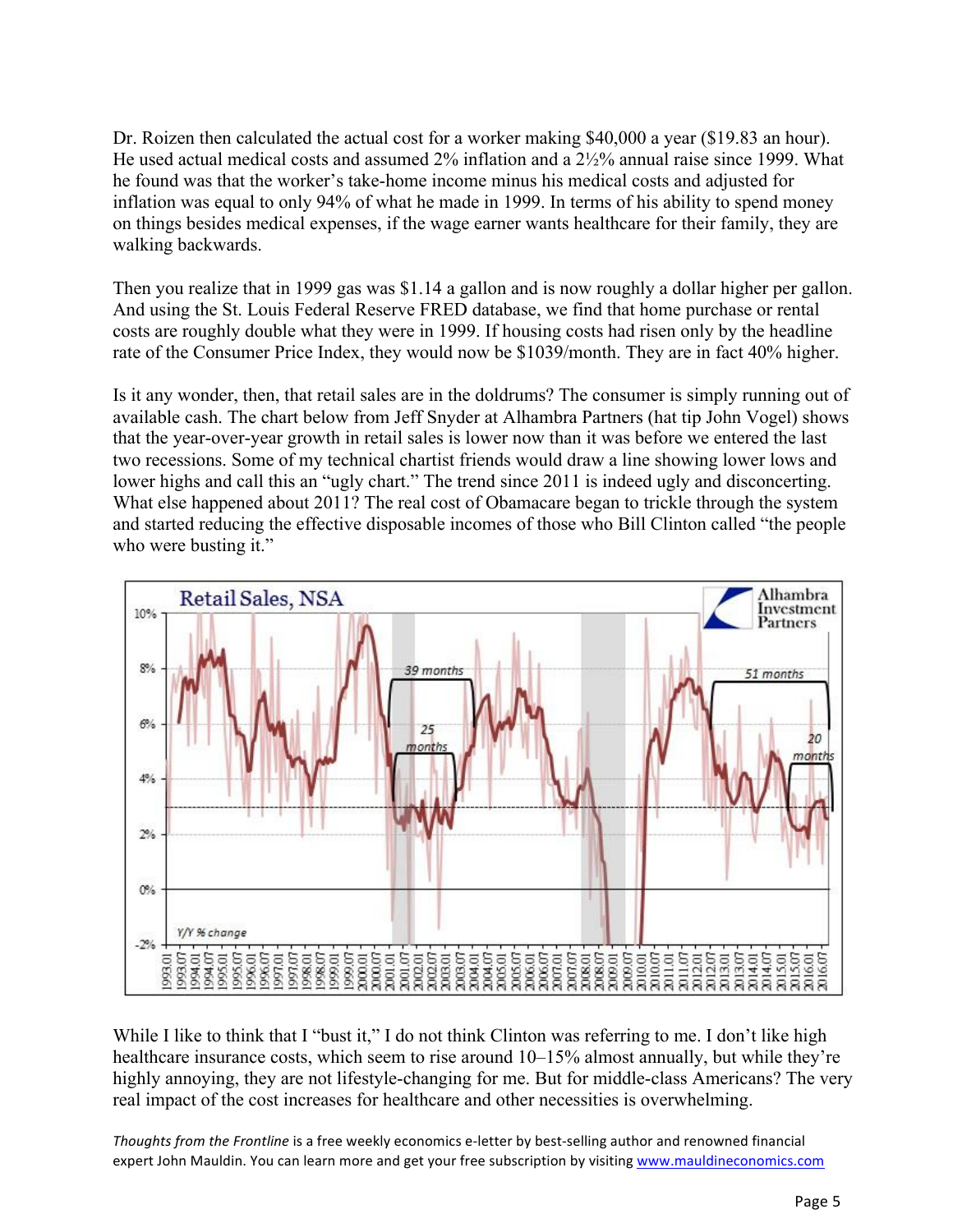Dr. Roizen then calculated the actual cost for a worker making $40,000 a year ($19.83 an hour). He used actual medical costs and assumed 2% inflation and a 2½% annual raise since 1999. What he found was that the worker's take-home income minus his medical costs and adjusted for inflation was equal to only 94% of what he made in 1999. In terms of his ability to spend money on things besides medical expenses, if the wage earner wants healthcare for their family, they are walking backwards.

Then you realize that in 1999 gas was $1.14 a gallon and is now roughly a dollar higher per gallon. And using the St. Louis Federal Reserve FRED database, we find that home purchase or rental costs are roughly double what they were in 1999. If housing costs had risen only by the headline rate of the Consumer Price Index, they would now be $1039/month. They are in fact 40% higher.

Is it any wonder, then, that retail sales are in the doldrums? The consumer is simply running out of available cash. The chart below from Jeff Snyder at Alhambra Partners (hat tip John Vogel) shows that the year-over-year growth in retail sales is lower now than it was before we entered the last two recessions. Some of my technical chartist friends would draw a line showing lower lows and lower highs and call this an "ugly chart." The trend since 2011 is indeed ugly and disconcerting. What else happened about 2011? The real cost of Obamacare began to trickle through the system and started reducing the effective disposable incomes of those who Bill Clinton called "the people who were busting it."

Retail Sales, NSA

Alhambra Investment Partners

10%
8%
6%
4%
2%
0%
-2%

39 months
25 months
51 months
20 months

Y/Y % change

1993.01 1993.07 1994.01 1994.07 1995.01 1995.07 1996.01 1996.07 1997.01 1997.07 1998.01 1998.07 1999.01 1999.07 2000.01 2000.07 2001.01 2001.07 2002.01 2002.07 2003.01 2003.07 2004.01 2004.07 2005.01 2005.07 2006.01 2006.07 2007.01 2007.07 2008.01 2008.07 2009.01 2009.07 2010.01 2010.07 2011.01 2011.07 2012.01 2012.07 2013.01 2013.07 2014.01 2014.07 2015.01 2015.07 2016.01 2016.07

While I like to think that I "bust it," I do not think Clinton was referring to me. I don't like high healthcare insurance costs, which seem to rise around 10–15% almost annually, but while they're highly annoying, they are not lifestyle-changing for me. But for middle-class Americans? The very real impact of the cost increases for healthcare and other necessities is overwhelming.

*Thoughts from the Frontline* is a free weekly economics e-letter by best-selling author and renowned financial expert John Mauldin. You can learn more and get your free subscription by visiting www.mauldineconomics.com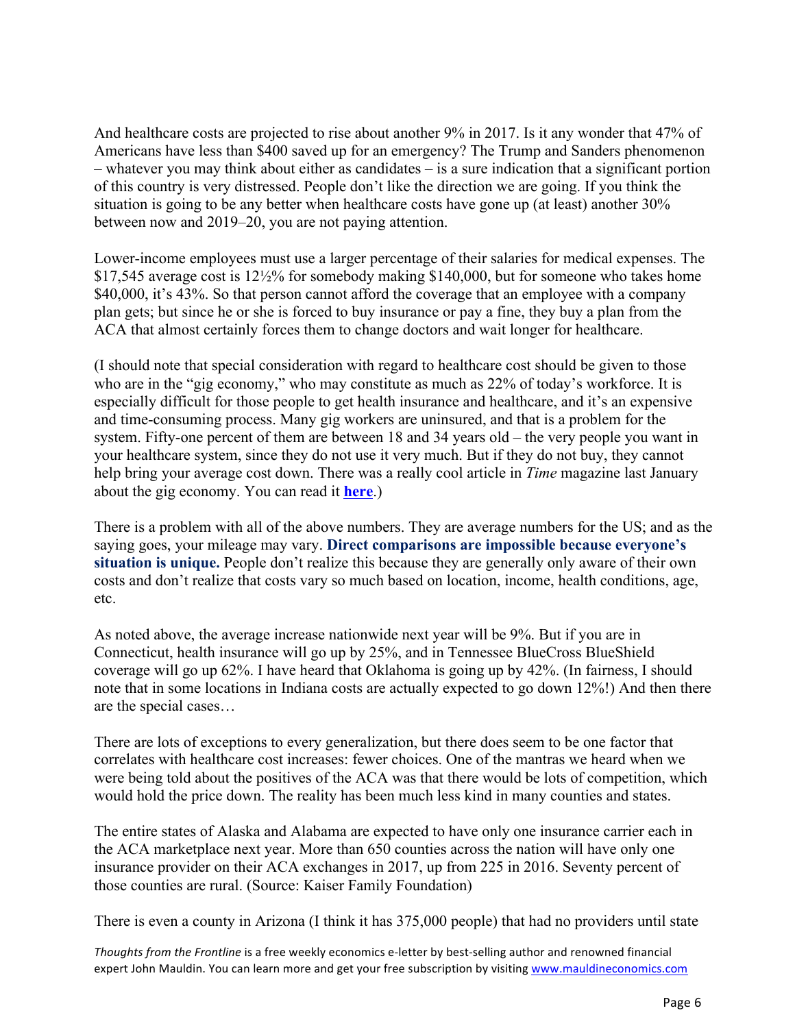And healthcare costs are projected to rise about another 9% in 2017. Is it any wonder that 47% of Americans have less than $400 saved up for an emergency? The Trump and Sanders phenomenon – whatever you may think about either as candidates – is a sure indication that a significant portion of this country is very distressed. People don't like the direction we are going. If you think the situation is going to be any better when healthcare costs have gone up (at least) another 30% between now and 2019–20, you are not paying attention.

Lower-income employees must use a larger percentage of their salaries for medical expenses. The $17,545 average cost is 12½% for somebody making $140,000, but for someone who takes home $40,000, it's 43%. So that person cannot afford the coverage that an employee with a company plan gets; but since he or she is forced to buy insurance or pay a fine, they buy a plan from the ACA that almost certainly forces them to change doctors and wait longer for healthcare.

(I should note that special consideration with regard to healthcare cost should be given to those who are in the "gig economy," who may constitute as much as 22% of today's workforce. It is especially difficult for those people to get health insurance and healthcare, and it's an expensive and time-consuming process. Many gig workers are uninsured, and that is a problem for the system. Fifty-one percent of them are between 18 and 34 years old – the very people you want in your healthcare system, since they do not use it very much. But if they do not buy, they cannot help bring your average cost down. There was a really cool article in *Time* magazine last January about the gig economy. You can read it **here**.)

There is a problem with all of the above numbers. They are average numbers for the US; and as the saying goes, your mileage may vary. **Direct comparisons are impossible because everyone's situation is unique.** People don't realize this because they are generally only aware of their own costs and don't realize that costs vary so much based on location, income, health conditions, age, etc.

As noted above, the average increase nationwide next year will be 9%. But if you are in Connecticut, health insurance will go up by 25%, and in Tennessee BlueCross BlueShield coverage will go up 62%. I have heard that Oklahoma is going up by 42%. (In fairness, I should note that in some locations in Indiana costs are actually expected to go down 12%!) And then there are the special cases…

There are lots of exceptions to every generalization, but there does seem to be one factor that correlates with healthcare cost increases: fewer choices. One of the mantras we heard when we were being told about the positives of the ACA was that there would be lots of competition, which would hold the price down. The reality has been much less kind in many counties and states.

The entire states of Alaska and Alabama are expected to have only one insurance carrier each in the ACA marketplace next year. More than 650 counties across the nation will have only one insurance provider on their ACA exchanges in 2017, up from 225 in 2016. Seventy percent of those counties are rural. (Source: Kaiser Family Foundation)

There is even a county in Arizona (I think it has 375,000 people) that had no providers until state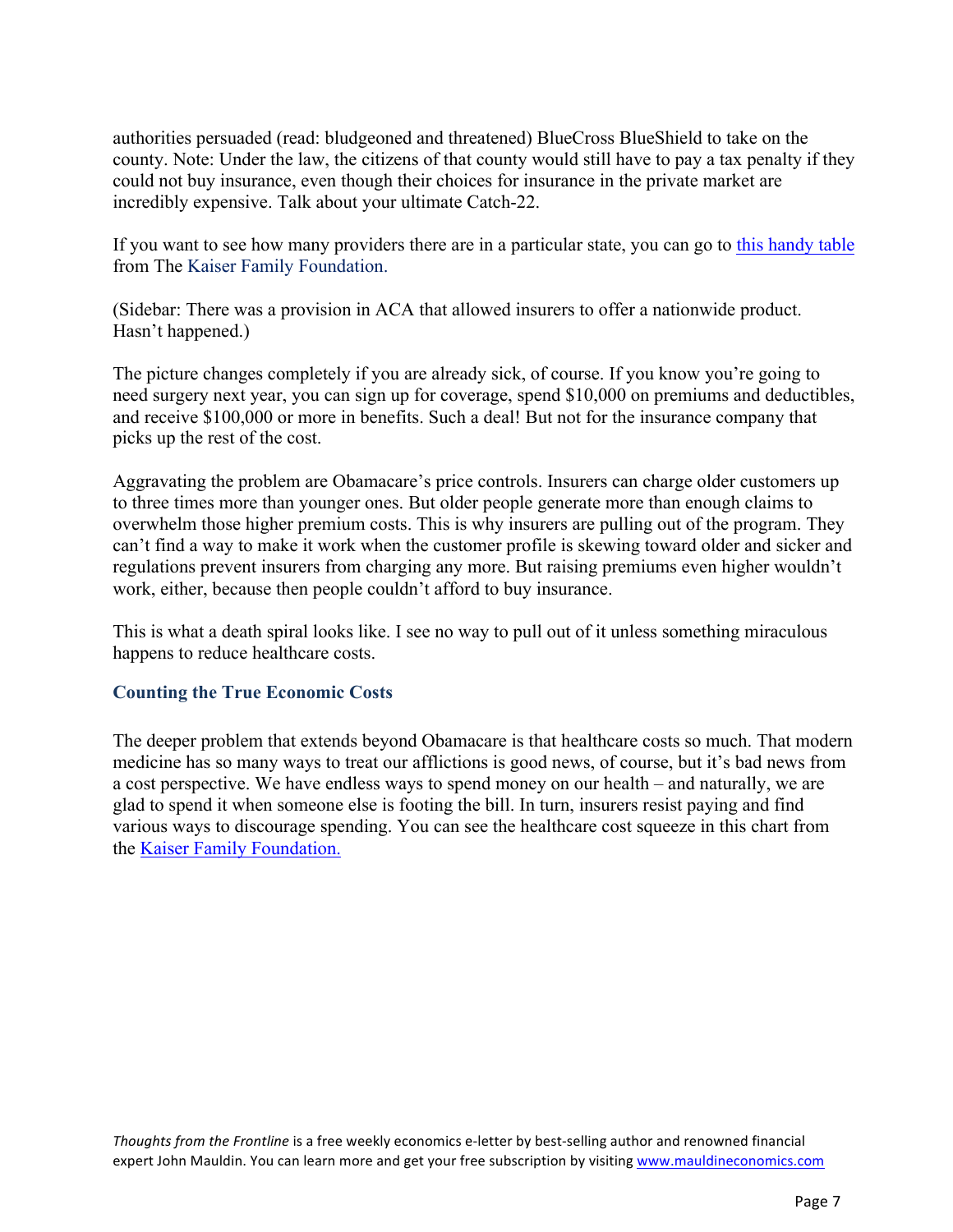authorities persuaded (read: bludgeoned and threatened) BlueCross BlueShield to take on the county. Note: Under the law, the citizens of that county would still have to pay a tax penalty if they could not buy insurance, even though their choices for insurance in the private market are incredibly expensive. Talk about your ultimate Catch-22.

If you want to see how many providers there are in a particular state, you can go to [this handy table]() from The Kaiser Family Foundation.

(Sidebar: There was a provision in ACA that allowed insurers to offer a nationwide product. Hasn't happened.)

The picture changes completely if you are already sick, of course. If you know you're going to need surgery next year, you can sign up for coverage, spend $10,000 on premiums and deductibles, and receive $100,000 or more in benefits. Such a deal! But not for the insurance company that picks up the rest of the cost.

Aggravating the problem are Obamacare's price controls. Insurers can charge older customers up to three times more than younger ones. But older people generate more than enough claims to overwhelm those higher premium costs. This is why insurers are pulling out of the program. They can't find a way to make it work when the customer profile is skewing toward older and sicker and regulations prevent insurers from charging any more. But raising premiums even higher wouldn't work, either, because then people couldn't afford to buy insurance.

This is what a death spiral looks like. I see no way to pull out of it unless something miraculous happens to reduce healthcare costs.

### Counting the True Economic Costs

The deeper problem that extends beyond Obamacare is that healthcare costs so much. That modern medicine has so many ways to treat our afflictions is good news, of course, but it's bad news from a cost perspective. We have endless ways to spend money on our health – and naturally, we are glad to spend it when someone else is footing the bill. In turn, insurers resist paying and find various ways to discourage spending. You can see the healthcare cost squeeze in this chart from the [Kaiser Family Foundation.]()

*Thoughts from the Frontline* is a free weekly economics e-letter by best-selling author and renowned financial expert John Mauldin. You can learn more and get your free subscription by visiting www.mauldineconomics.com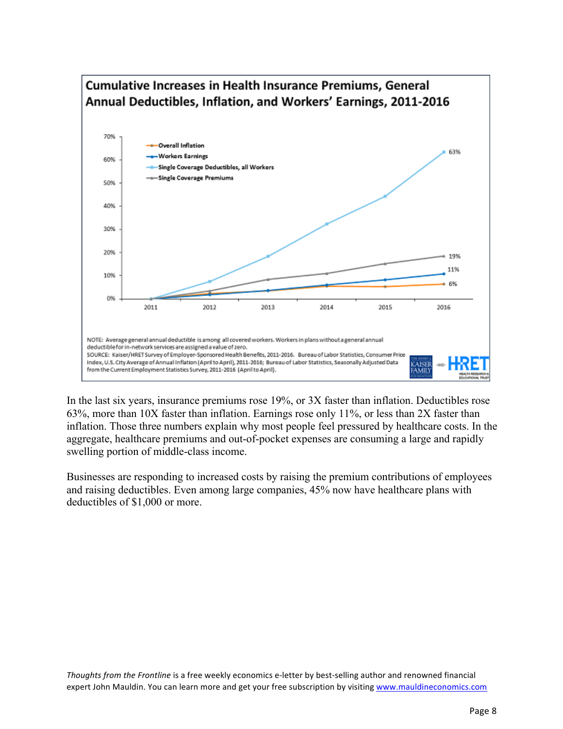**Cumulative Increases in Health Insurance Premiums, General Annual Deductibles, Inflation, and Workers' Earnings, 2011-2016**

70%
60%
50%
40%
30%
20%
10%
0%

2011 2012 2013 2014 2015 2016

Overall Inflation
Workers Earnings
Single Coverage Deductibles, all Workers
Single Coverage Premiums

63%
19%
11%
6%

NOTE: Average general annual deductible is among all covered workers. Workers in plans without a general annual deductible for in-network services are assigned a value of zero.
SOURCE: Kaiser/HRET Survey of Employer-Sponsored Health Benefits, 2011-2016. Bureau of Labor Statistics, Consumer Price Index, U.S. City Average of Annual Inflation (April to April), 2011-2016; Bureau of Labor Statistics, Seasonally Adjusted Data from the Current Employment Statistics Survey, 2011-2016 (April to April).

In the last six years, insurance premiums rose 19%, or 3X faster than inflation. Deductibles rose 63%, more than 10X faster than inflation. Earnings rose only 11%, or less than 2X faster than inflation. Those three numbers explain why most people feel pressured by healthcare costs. In the aggregate, healthcare premiums and out-of-pocket expenses are consuming a large and rapidly swelling portion of middle-class income.

Businesses are responding to increased costs by raising the premium contributions of employees and raising deductibles. Even among large companies, 45% now have healthcare plans with deductibles of $1,000 or more.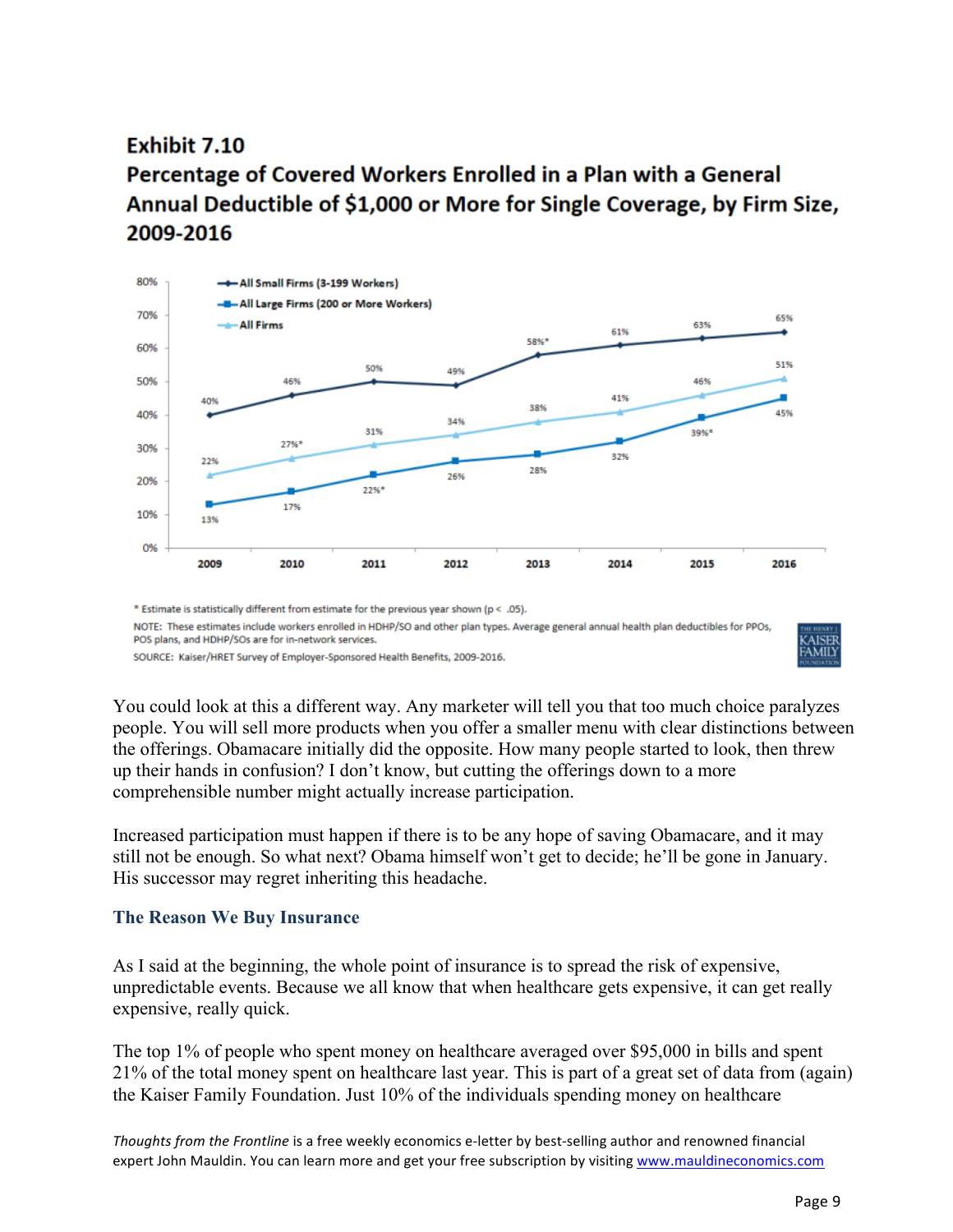**Exhibit 7.10**

**Percentage of Covered Workers Enrolled in a Plan with a General Annual Deductible of $1,000 or More for Single Coverage, by Firm Size, 2009-2016**

80%
70%
60%
50%
40%
30%
20%
10%
0%

All Small Firms (3-199 Workers)
All Large Firms (200 or More Workers)
All Firms

40%
46%
50%
49%
58%*
61%
63%
65%

22%
27%*
31%
34%
38%
41%
46%
51%

13%
17%
22%*
26%
28%
32%
39%*
45%

2009
2010
2011
2012
2013
2014
2015
2016

\* Estimate is statistically different from estimate for the previous year shown (p < .05).

NOTE: These estimates include workers enrolled in HDHP/SO and other plan types. Average general annual health plan deductibles for PPOs, POS plans, and HDHP/SOs are for in-network services.

SOURCE: Kaiser/HRET Survey of Employer-Sponsored Health Benefits, 2009-2016.

THE HENRY J. KAISER FAMILY FOUNDATION

You could look at this a different way. Any marketer will tell you that too much choice paralyzes people. You will sell more products when you offer a smaller menu with clear distinctions between the offerings. Obamacare initially did the opposite. How many people started to look, then threw up their hands in confusion? I don't know, but cutting the offerings down to a more comprehensible number might actually increase participation.

Increased participation must happen if there is to be any hope of saving Obamacare, and it may still not be enough. So what next? Obama himself won't get to decide; he'll be gone in January. His successor may regret inheriting this headache.

### The Reason We Buy Insurance

As I said at the beginning, the whole point of insurance is to spread the risk of expensive, unpredictable events. Because we all know that when healthcare gets expensive, it can get really expensive, really quick.

The top 1% of people who spent money on healthcare averaged over $95,000 in bills and spent 21% of the total money spent on healthcare last year. This is part of a great set of data from (again) the Kaiser Family Foundation. Just 10% of the individuals spending money on healthcare

*Thoughts from the Frontline* is a free weekly economics e-letter by best-selling author and renowned financial expert John Mauldin. You can learn more and get your free subscription by visiting www.mauldineconomics.com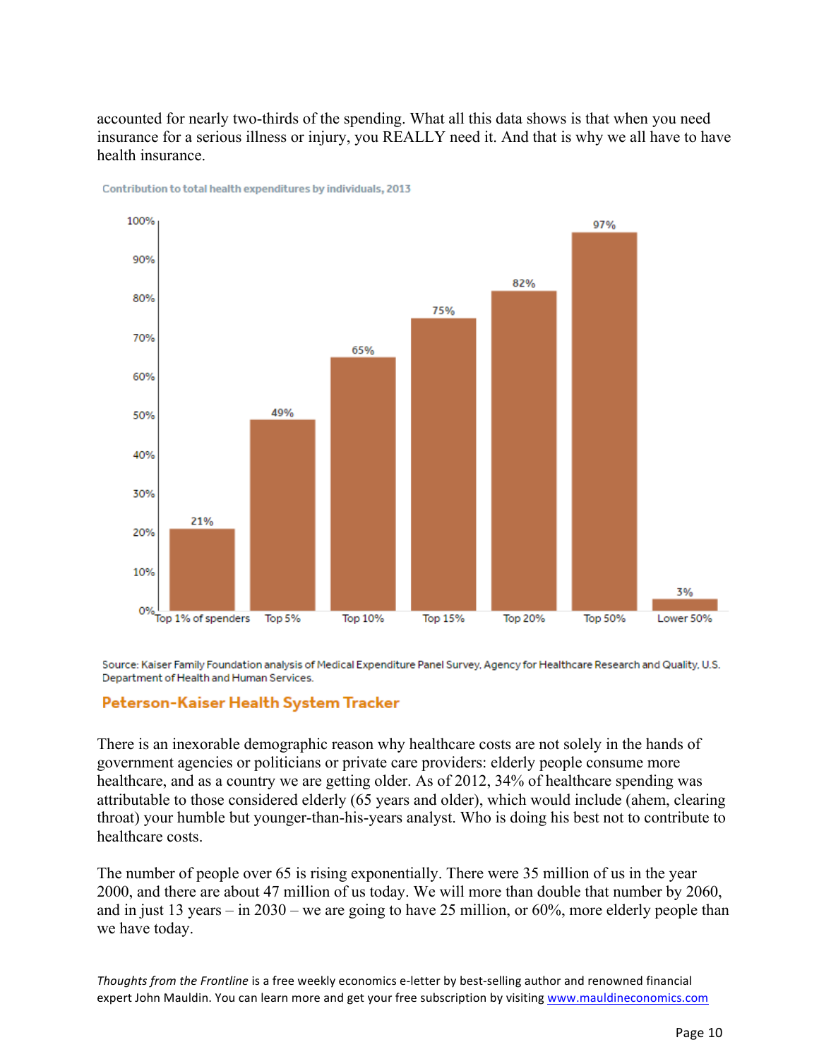accounted for nearly two-thirds of the spending. What all this data shows is that when you need insurance for a serious illness or injury, you REALLY need it. And that is why we all have to have health insurance.

Contribution to total health expenditures by individuals, 2013

100%
90%
80%
70%
60%
50%
40%
30%
20%
10%
0%

21%
49%
65%
75%
82%
97%
3%

Top 1% of spenders
Top 5%
Top 10%
Top 15%
Top 20%
Top 50%
Lower 50%

Source: Kaiser Family Foundation analysis of Medical Expenditure Panel Survey, Agency for Healthcare Research and Quality, U.S. Department of Health and Human Services.

**Peterson-Kaiser Health System Tracker**

There is an inexorable demographic reason why healthcare costs are not solely in the hands of government agencies or politicians or private care providers: elderly people consume more healthcare, and as a country we are getting older. As of 2012, 34% of healthcare spending was attributable to those considered elderly (65 years and older), which would include (ahem, clearing throat) your humble but younger-than-his-years analyst. Who is doing his best not to contribute to healthcare costs.

The number of people over 65 is rising exponentially. There were 35 million of us in the year 2000, and there are about 47 million of us today. We will more than double that number by 2060, and in just 13 years – in 2030 – we are going to have 25 million, or 60%, more elderly people than we have today.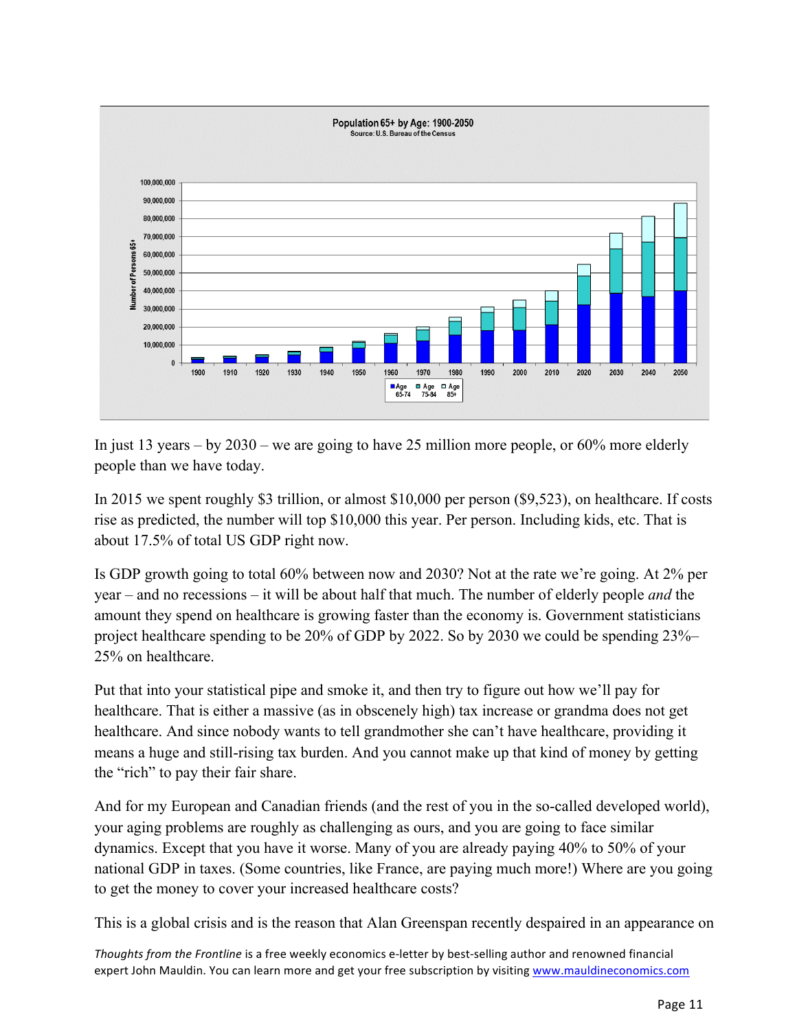Population 65+ by Age: 1900-2050
Source: U.S. Bureau of the Census

Number of Persons 65+

100,000,000
90,000,000
80,000,000
70,000,000
60,000,000
50,000,000
40,000,000
30,000,000
20,000,000
10,000,000
0

1900 1910 1920 1930 1940 1950 1960 1970 1980 1990 2000 2010 2020 2030 2040 2050

Age 65-74 Age 75-84 Age 85+

In just 13 years – by 2030 – we are going to have 25 million more people, or 60% more elderly people than we have today.

In 2015 we spent roughly $3 trillion, or almost $10,000 per person ($9,523), on healthcare. If costs rise as predicted, the number will top $10,000 this year. Per person. Including kids, etc. That is about 17.5% of total US GDP right now.

Is GDP growth going to total 60% between now and 2030? Not at the rate we're going. At 2% per year – and no recessions – it will be about half that much. The number of elderly people *and* the amount they spend on healthcare is growing faster than the economy is. Government statisticians project healthcare spending to be 20% of GDP by 2022. So by 2030 we could be spending 23%–25% on healthcare.

Put that into your statistical pipe and smoke it, and then try to figure out how we'll pay for healthcare. That is either a massive (as in obscenely high) tax increase or grandma does not get healthcare. And since nobody wants to tell grandmother she can't have healthcare, providing it means a huge and still-rising tax burden. And you cannot make up that kind of money by getting the "rich" to pay their fair share.

And for my European and Canadian friends (and the rest of you in the so-called developed world), your aging problems are roughly as challenging as ours, and you are going to face similar dynamics. Except that you have it worse. Many of you are already paying 40% to 50% of your national GDP in taxes. (Some countries, like France, are paying much more!) Where are you going to get the money to cover your increased healthcare costs?

This is a global crisis and is the reason that Alan Greenspan recently despaired in an appearance on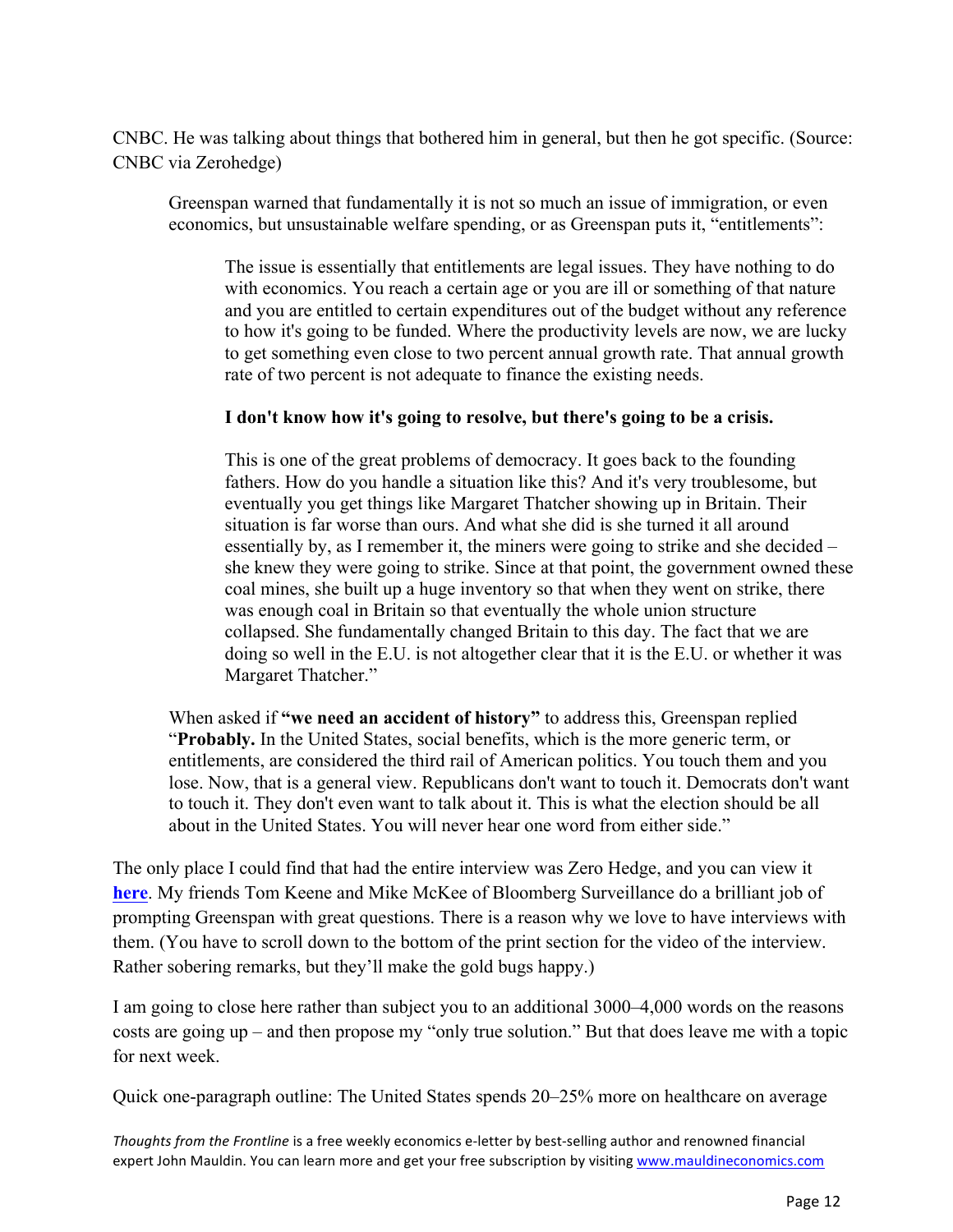CNBC. He was talking about things that bothered him in general, but then he got specific. (Source: CNBC via Zerohedge)

> Greenspan warned that fundamentally it is not so much an issue of immigration, or even economics, but unsustainable welfare spending, or as Greenspan puts it, "entitlements":
>
> > The issue is essentially that entitlements are legal issues. They have nothing to do with economics. You reach a certain age or you are ill or something of that nature and you are entitled to certain expenditures out of the budget without any reference to how it's going to be funded. Where the productivity levels are now, we are lucky to get something even close to two percent annual growth rate. That annual growth rate of two percent is not adequate to finance the existing needs.
> >
> > **I don't know how it's going to resolve, but there's going to be a crisis.**
> >
> > This is one of the great problems of democracy. It goes back to the founding fathers. How do you handle a situation like this? And it's very troublesome, but eventually you get things like Margaret Thatcher showing up in Britain. Their situation is far worse than ours. And what she did is she turned it all around essentially by, as I remember it, the miners were going to strike and she decided – she knew they were going to strike. Since at that point, the government owned these coal mines, she built up a huge inventory so that when they went on strike, there was enough coal in Britain so that eventually the whole union structure collapsed. She fundamentally changed Britain to this day. The fact that we are doing so well in the E.U. is not altogether clear that it is the E.U. or whether it was Margaret Thatcher."
>
> When asked if **"we need an accident of history"** to address this, Greenspan replied "**Probably.** In the United States, social benefits, which is the more generic term, or entitlements, are considered the third rail of American politics. You touch them and you lose. Now, that is a general view. Republicans don't want to touch it. Democrats don't want to touch it. They don't even want to talk about it. This is what the election should be all about in the United States. You will never hear one word from either side."

The only place I could find that had the entire interview was Zero Hedge, and you can view it **here**. My friends Tom Keene and Mike McKee of Bloomberg Surveillance do a brilliant job of prompting Greenspan with great questions. There is a reason why we love to have interviews with them. (You have to scroll down to the bottom of the print section for the video of the interview. Rather sobering remarks, but they'll make the gold bugs happy.)

I am going to close here rather than subject you to an additional 3000–4,000 words on the reasons costs are going up – and then propose my "only true solution." But that does leave me with a topic for next week.

Quick one-paragraph outline: The United States spends 20–25% more on healthcare on average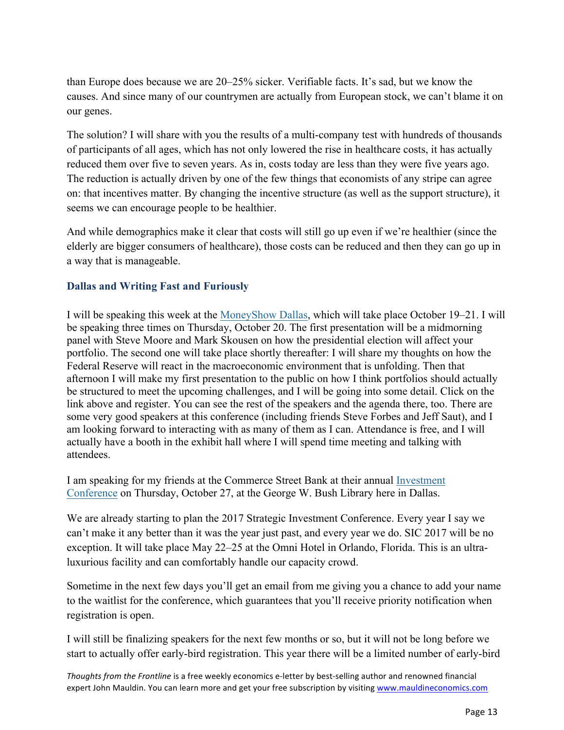than Europe does because we are 20–25% sicker. Verifiable facts. It's sad, but we know the causes. And since many of our countrymen are actually from European stock, we can't blame it on our genes.

The solution? I will share with you the results of a multi-company test with hundreds of thousands of participants of all ages, which has not only lowered the rise in healthcare costs, it has actually reduced them over five to seven years. As in, costs today are less than they were five years ago. The reduction is actually driven by one of the few things that economists of any stripe can agree on: that incentives matter. By changing the incentive structure (as well as the support structure), it seems we can encourage people to be healthier.

And while demographics make it clear that costs will still go up even if we're healthier (since the elderly are bigger consumers of healthcare), those costs can be reduced and then they can go up in a way that is manageable.

### Dallas and Writing Fast and Furiously

I will be speaking this week at the MoneyShow Dallas, which will take place October 19–21. I will be speaking three times on Thursday, October 20. The first presentation will be a midmorning panel with Steve Moore and Mark Skousen on how the presidential election will affect your portfolio. The second one will take place shortly thereafter: I will share my thoughts on how the Federal Reserve will react in the macroeconomic environment that is unfolding. Then that afternoon I will make my first presentation to the public on how I think portfolios should actually be structured to meet the upcoming challenges, and I will be going into some detail. Click on the link above and register. You can see the rest of the speakers and the agenda there, too. There are some very good speakers at this conference (including friends Steve Forbes and Jeff Saut), and I am looking forward to interacting with as many of them as I can. Attendance is free, and I will actually have a booth in the exhibit hall where I will spend time meeting and talking with attendees.

I am speaking for my friends at the Commerce Street Bank at their annual Investment Conference on Thursday, October 27, at the George W. Bush Library here in Dallas.

We are already starting to plan the 2017 Strategic Investment Conference. Every year I say we can't make it any better than it was the year just past, and every year we do. SIC 2017 will be no exception. It will take place May 22–25 at the Omni Hotel in Orlando, Florida. This is an ultra-luxurious facility and can comfortably handle our capacity crowd.

Sometime in the next few days you'll get an email from me giving you a chance to add your name to the waitlist for the conference, which guarantees that you'll receive priority notification when registration is open.

I will still be finalizing speakers for the next few months or so, but it will not be long before we start to actually offer early-bird registration. This year there will be a limited number of early-bird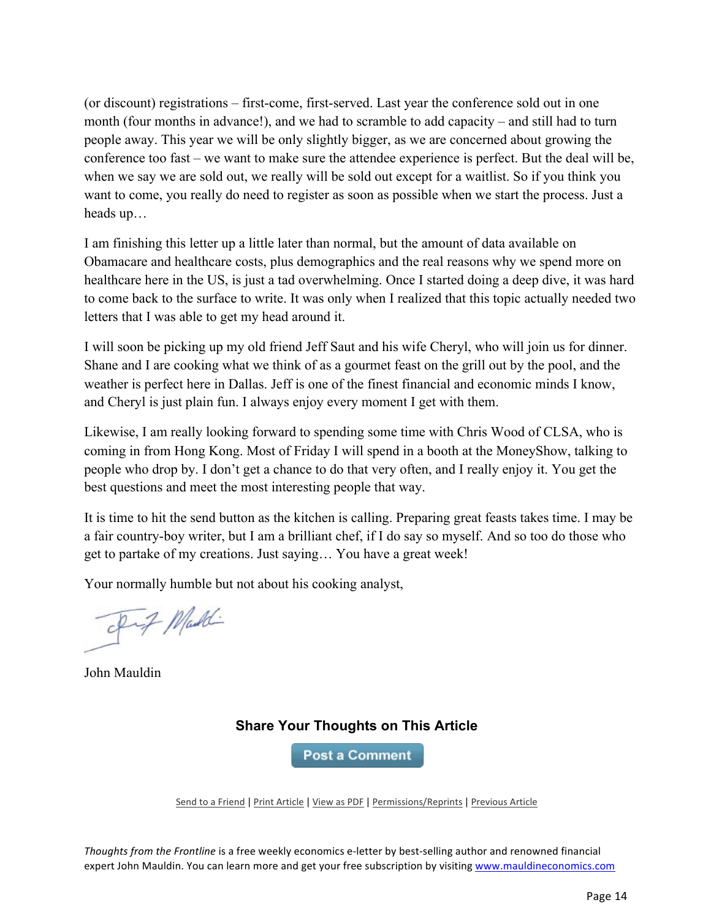(or discount) registrations – first-come, first-served. Last year the conference sold out in one month (four months in advance!), and we had to scramble to add capacity – and still had to turn people away. This year we will be only slightly bigger, as we are concerned about growing the conference too fast – we want to make sure the attendee experience is perfect. But the deal will be, when we say we are sold out, we really will be sold out except for a waitlist. So if you think you want to come, you really do need to register as soon as possible when we start the process. Just a heads up…

I am finishing this letter up a little later than normal, but the amount of data available on Obamacare and healthcare costs, plus demographics and the real reasons why we spend more on healthcare here in the US, is just a tad overwhelming. Once I started doing a deep dive, it was hard to come back to the surface to write. It was only when I realized that this topic actually needed two letters that I was able to get my head around it.

I will soon be picking up my old friend Jeff Saut and his wife Cheryl, who will join us for dinner. Shane and I are cooking what we think of as a gourmet feast on the grill out by the pool, and the weather is perfect here in Dallas. Jeff is one of the finest financial and economic minds I know, and Cheryl is just plain fun. I always enjoy every moment I get with them.

Likewise, I am really looking forward to spending some time with Chris Wood of CLSA, who is coming in from Hong Kong. Most of Friday I will spend in a booth at the MoneyShow, talking to people who drop by. I don't get a chance to do that very often, and I really enjoy it. You get the best questions and meet the most interesting people that way.

It is time to hit the send button as the kitchen is calling. Preparing great feasts takes time. I may be a fair country-boy writer, but I am a brilliant chef, if I do say so myself. And so too do those who get to partake of my creations. Just saying… You have a great week!

Your normally humble but not about his cooking analyst,

John Mauldin

### Share Your Thoughts on This Article

Post a Comment

Send to a Friend | Print Article | View as PDF | Permissions/Reprints | Previous Article

*Thoughts from the Frontline* is a free weekly economics e-letter by best-selling author and renowned financial expert John Mauldin. You can learn more and get your free subscription by visiting www.mauldineconomics.com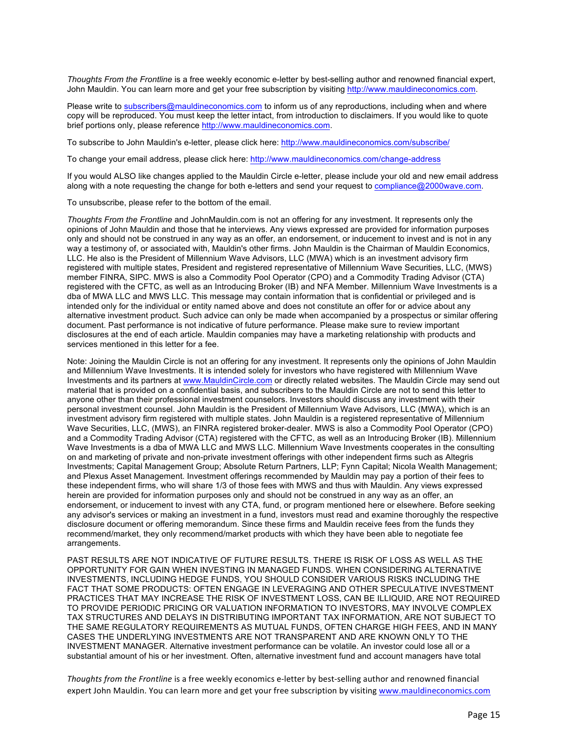*Thoughts From the Frontline* is a free weekly economic e-letter by best-selling author and renowned financial expert, John Mauldin. You can learn more and get your free subscription by visiting http://www.mauldineconomics.com.

Please write to subscribers@mauldineconomics.com to inform us of any reproductions, including when and where copy will be reproduced. You must keep the letter intact, from introduction to disclaimers. If you would like to quote brief portions only, please reference http://www.mauldineconomics.com.

To subscribe to John Mauldin's e-letter, please click here: http://www.mauldineconomics.com/subscribe/

To change your email address, please click here: http://www.mauldineconomics.com/change-address

If you would ALSO like changes applied to the Mauldin Circle e-letter, please include your old and new email address along with a note requesting the change for both e-letters and send your request to compliance@2000wave.com.

To unsubscribe, please refer to the bottom of the email.

*Thoughts From the Frontline* and JohnMauldin.com is not an offering for any investment. It represents only the opinions of John Mauldin and those that he interviews. Any views expressed are provided for information purposes only and should not be construed in any way as an offer, an endorsement, or inducement to invest and is not in any way a testimony of, or associated with, Mauldin's other firms. John Mauldin is the Chairman of Mauldin Economics, LLC. He also is the President of Millennium Wave Advisors, LLC (MWA) which is an investment advisory firm registered with multiple states, President and registered representative of Millennium Wave Securities, LLC, (MWS) member FINRA, SIPC. MWS is also a Commodity Pool Operator (CPO) and a Commodity Trading Advisor (CTA) registered with the CFTC, as well as an Introducing Broker (IB) and NFA Member. Millennium Wave Investments is a dba of MWA LLC and MWS LLC. This message may contain information that is confidential or privileged and is intended only for the individual or entity named above and does not constitute an offer for or advice about any alternative investment product. Such advice can only be made when accompanied by a prospectus or similar offering document. Past performance is not indicative of future performance. Please make sure to review important disclosures at the end of each article. Mauldin companies may have a marketing relationship with products and services mentioned in this letter for a fee.

Note: Joining the Mauldin Circle is not an offering for any investment. It represents only the opinions of John Mauldin and Millennium Wave Investments. It is intended solely for investors who have registered with Millennium Wave Investments and its partners at www.MauldinCircle.com or directly related websites. The Mauldin Circle may send out material that is provided on a confidential basis, and subscribers to the Mauldin Circle are not to send this letter to anyone other than their professional investment counselors. Investors should discuss any investment with their personal investment counsel. John Mauldin is the President of Millennium Wave Advisors, LLC (MWA), which is an investment advisory firm registered with multiple states. John Mauldin is a registered representative of Millennium Wave Securities, LLC, (MWS), an FINRA registered broker-dealer. MWS is also a Commodity Pool Operator (CPO) and a Commodity Trading Advisor (CTA) registered with the CFTC, as well as an Introducing Broker (IB). Millennium Wave Investments is a dba of MWA LLC and MWS LLC. Millennium Wave Investments cooperates in the consulting on and marketing of private and non-private investment offerings with other independent firms such as Altegris Investments; Capital Management Group; Absolute Return Partners, LLP; Fynn Capital; Nicola Wealth Management; and Plexus Asset Management. Investment offerings recommended by Mauldin may pay a portion of their fees to these independent firms, who will share 1/3 of those fees with MWS and thus with Mauldin. Any views expressed herein are provided for information purposes only and should not be construed in any way as an offer, an endorsement, or inducement to invest with any CTA, fund, or program mentioned here or elsewhere. Before seeking any advisor's services or making an investment in a fund, investors must read and examine thoroughly the respective disclosure document or offering memorandum. Since these firms and Mauldin receive fees from the funds they recommend/market, they only recommend/market products with which they have been able to negotiate fee arrangements.

PAST RESULTS ARE NOT INDICATIVE OF FUTURE RESULTS. THERE IS RISK OF LOSS AS WELL AS THE OPPORTUNITY FOR GAIN WHEN INVESTING IN MANAGED FUNDS. WHEN CONSIDERING ALTERNATIVE INVESTMENTS, INCLUDING HEDGE FUNDS, YOU SHOULD CONSIDER VARIOUS RISKS INCLUDING THE FACT THAT SOME PRODUCTS: OFTEN ENGAGE IN LEVERAGING AND OTHER SPECULATIVE INVESTMENT PRACTICES THAT MAY INCREASE THE RISK OF INVESTMENT LOSS, CAN BE ILLIQUID, ARE NOT REQUIRED TO PROVIDE PERIODIC PRICING OR VALUATION INFORMATION TO INVESTORS, MAY INVOLVE COMPLEX TAX STRUCTURES AND DELAYS IN DISTRIBUTING IMPORTANT TAX INFORMATION, ARE NOT SUBJECT TO THE SAME REGULATORY REQUIREMENTS AS MUTUAL FUNDS, OFTEN CHARGE HIGH FEES, AND IN MANY CASES THE UNDERLYING INVESTMENTS ARE NOT TRANSPARENT AND ARE KNOWN ONLY TO THE INVESTMENT MANAGER. Alternative investment performance can be volatile. An investor could lose all or a substantial amount of his or her investment. Often, alternative investment fund and account managers have total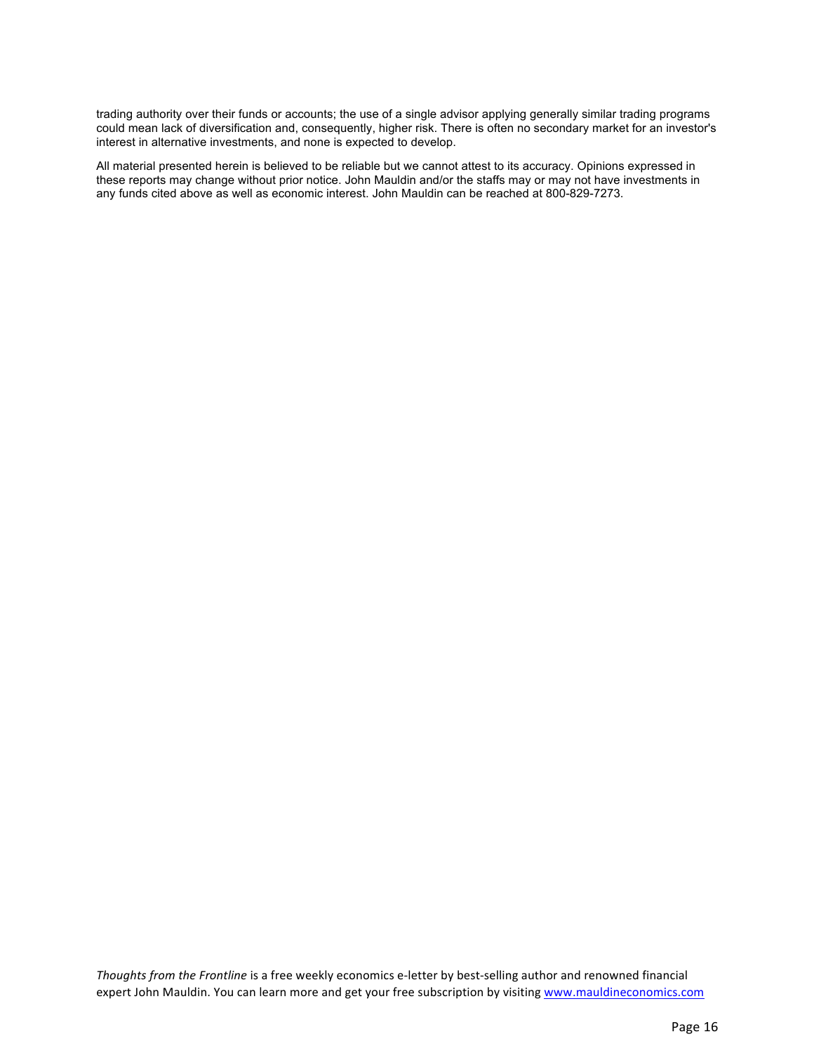trading authority over their funds or accounts; the use of a single advisor applying generally similar trading programs could mean lack of diversification and, consequently, higher risk. There is often no secondary market for an investor's interest in alternative investments, and none is expected to develop.

All material presented herein is believed to be reliable but we cannot attest to its accuracy. Opinions expressed in these reports may change without prior notice. John Mauldin and/or the staffs may or may not have investments in any funds cited above as well as economic interest. John Mauldin can be reached at 800-829-7273.